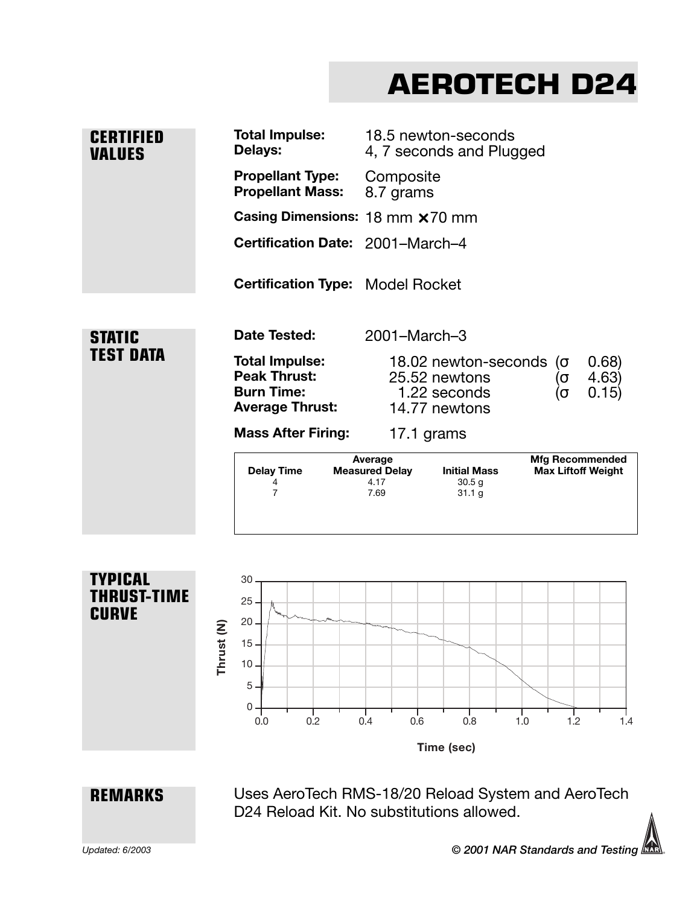# AEROTECH D24

## CERTIFIED VALUES

**Total Impulse:** 18.5 newton-seconds
**Delays:** 4, 7 seconds and Plugged

**Propellant Type:** Composite
**Propellant Mass:** 8.7 grams

**Casing Dimensions:** 18 mm ×70 mm

**Certification Date:** 2001–March–4

**Certification Type:** Model Rocket

## STATIC TEST DATA

**Date Tested:** 2001–March–3

**Total Impulse:** 18.02 newton-seconds (σ 0.68)
**Peak Thrust:** 25.52 newtons (σ 4.63)
**Burn Time:** 1.22 seconds (σ 0.15)
**Average Thrust:** 14.77 newtons

**Mass After Firing:** 17.1 grams

| Delay Time | Average Measured Delay | Initial Mass | Mfg Recommended Max Liftoff Weight |
|---|---|---|---|
| 4 | 4.17 | 30.5 g | |
| 7 | 7.69 | 31.1 g | |

## TYPICAL THRUST-TIME CURVE

Thrust (N)

Time (sec)

## REMARKS

Uses AeroTech RMS-18/20 Reload System and AeroTech D24 Reload Kit. No substitutions allowed.

*Updated: 6/2003*

*© 2001 NAR Standards and Testing*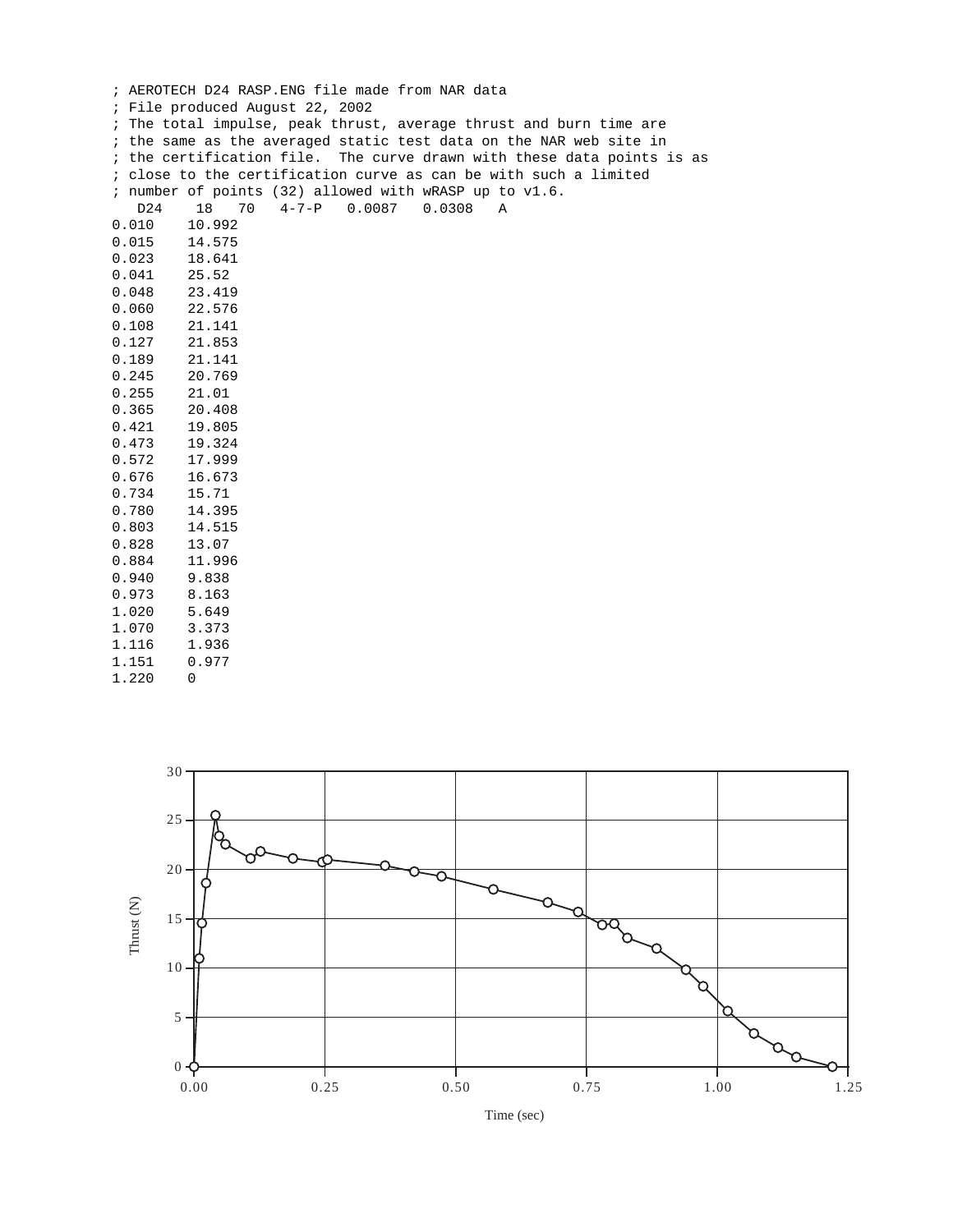```
; AEROTECH D24 RASP.ENG file made from NAR data
; File produced August 22, 2002
; The total impulse, peak thrust, average thrust and burn time are
; the same as the averaged static test data on the NAR web site in
; the certification file.  The curve drawn with these data points is as
; close to the certification curve as can be with such a limited
; number of points (32) allowed with wRASP up to v1.6.
   D24    18   70   4-7-P   0.0087   0.0308   A
0.010    10.992
0.015    14.575
0.023    18.641
0.041    25.52
0.048    23.419
0.060    22.576
0.108    21.141
0.127    21.853
0.189    21.141
0.245    20.769
0.255    21.01
0.365    20.408
0.421    19.805
0.473    19.324
0.572    17.999
0.676    16.673
0.734    15.71
0.780    14.395
0.803    14.515
0.828    13.07
0.884    11.996
0.940    9.838
0.973    8.163
1.020    5.649
1.070    3.373
1.116    1.936
1.151    0.977
1.220    0
```

Thrust (N)

30
25
20
15
10
5
0

0.00
0.25
0.50
0.75
1.00
1.25

Time (sec)